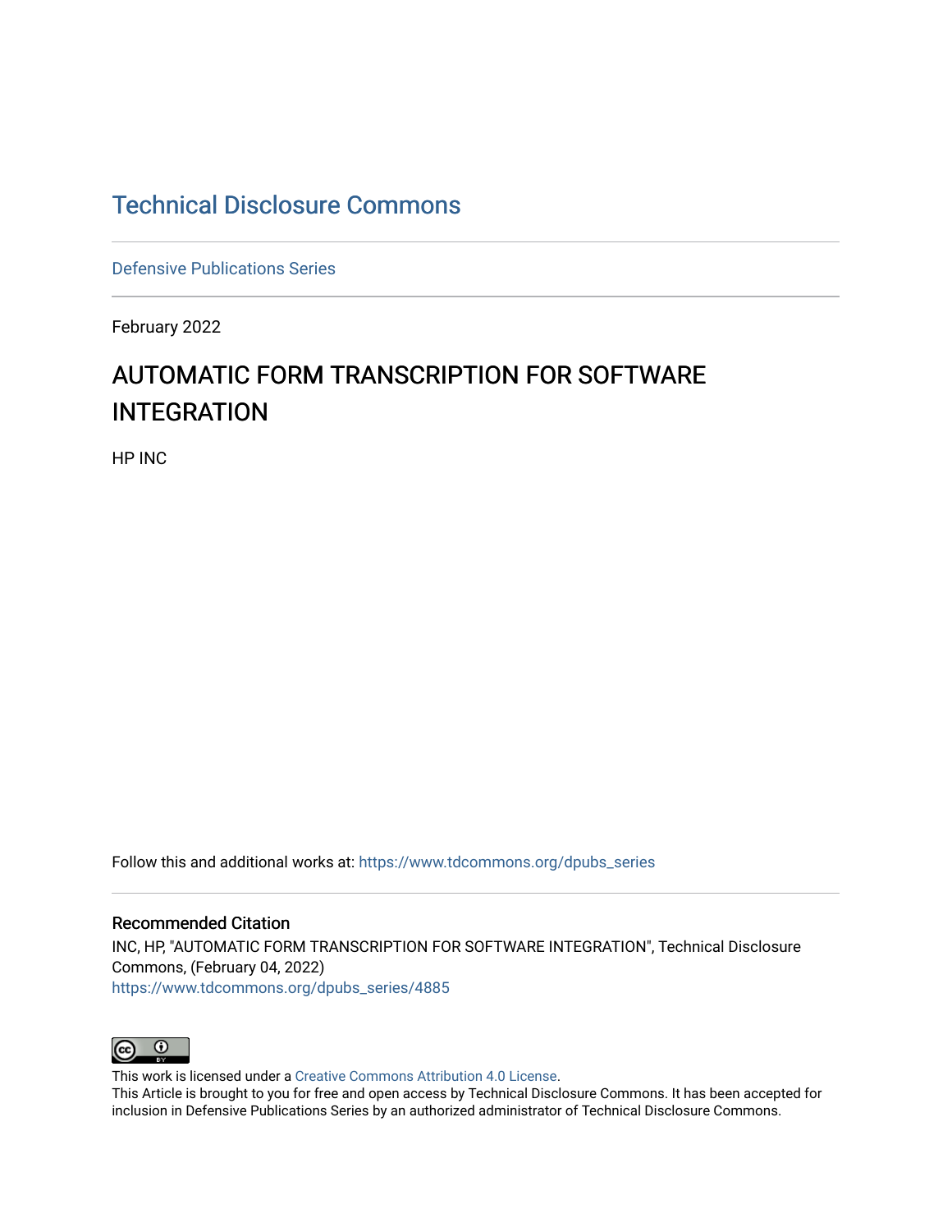# Technical Disclosure Commons

Defensive Publications Series

February 2022

## AUTOMATIC FORM TRANSCRIPTION FOR SOFTWARE INTEGRATION

HP INC

Follow this and additional works at: https://www.tdcommons.org/dpubs_series

### Recommended Citation

INC, HP, "AUTOMATIC FORM TRANSCRIPTION FOR SOFTWARE INTEGRATION", Technical Disclosure Commons, (February 04, 2022)
https://www.tdcommons.org/dpubs_series/4885

This work is licensed under a Creative Commons Attribution 4.0 License.
This Article is brought to you for free and open access by Technical Disclosure Commons. It has been accepted for inclusion in Defensive Publications Series by an authorized administrator of Technical Disclosure Commons.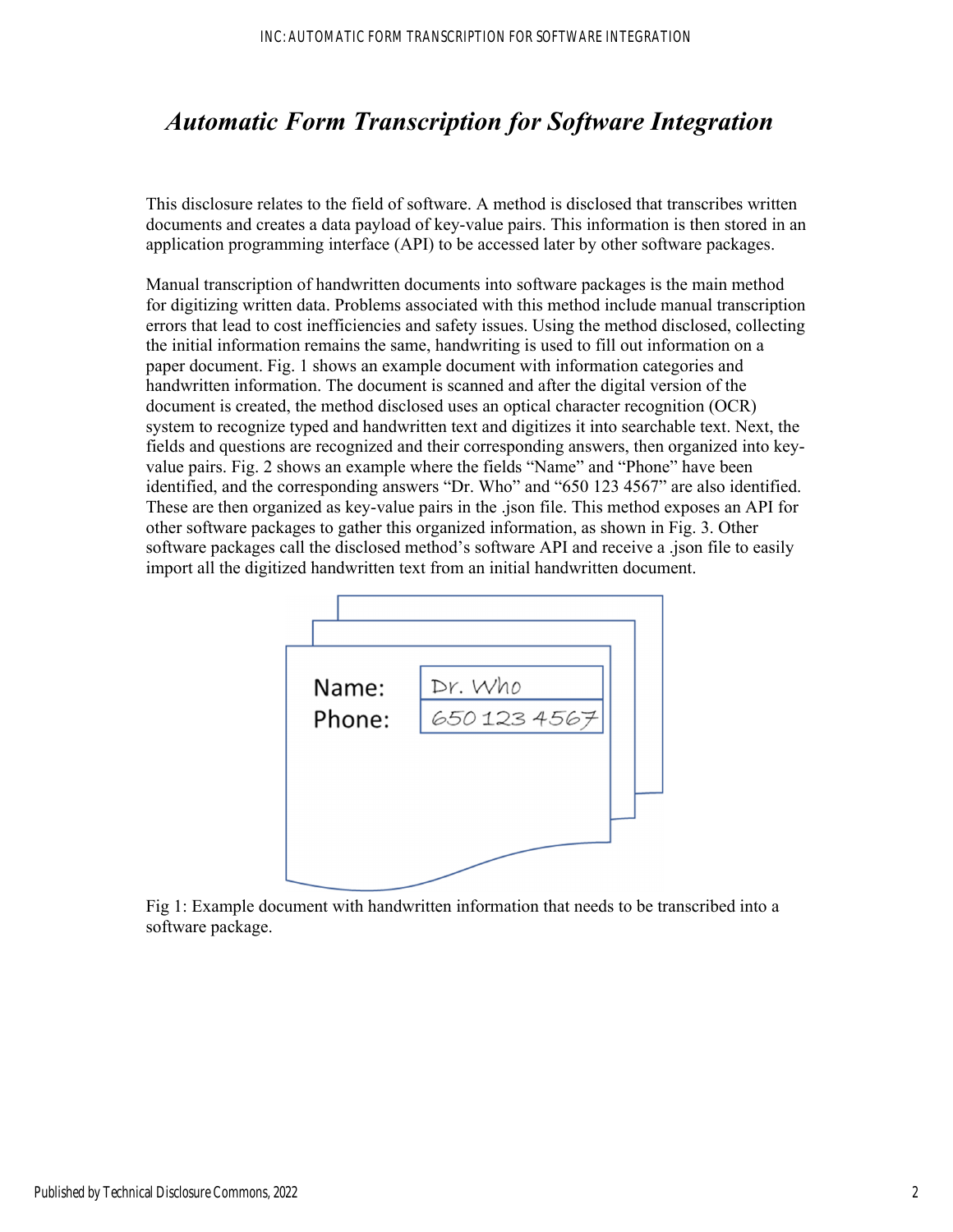# *Automatic Form Transcription for Software Integration*

This disclosure relates to the field of software. A method is disclosed that transcribes written documents and creates a data payload of key-value pairs. This information is then stored in an application programming interface (API) to be accessed later by other software packages.

Manual transcription of handwritten documents into software packages is the main method for digitizing written data. Problems associated with this method include manual transcription errors that lead to cost inefficiencies and safety issues. Using the method disclosed, collecting the initial information remains the same, handwriting is used to fill out information on a paper document. Fig. 1 shows an example document with information categories and handwritten information. The document is scanned and after the digital version of the document is created, the method disclosed uses an optical character recognition (OCR) system to recognize typed and handwritten text and digitizes it into searchable text. Next, the fields and questions are recognized and their corresponding answers, then organized into key-value pairs. Fig. 2 shows an example where the fields "Name" and "Phone" have been identified, and the corresponding answers "Dr. Who" and "650 123 4567" are also identified. These are then organized as key-value pairs in the .json file. This method exposes an API for other software packages to gather this organized information, as shown in Fig. 3. Other software packages call the disclosed method's software API and receive a .json file to easily import all the digitized handwritten text from an initial handwritten document.

Name: Dr. Who
Phone: 650 123 4567

Fig 1: Example document with handwritten information that needs to be transcribed into a software package.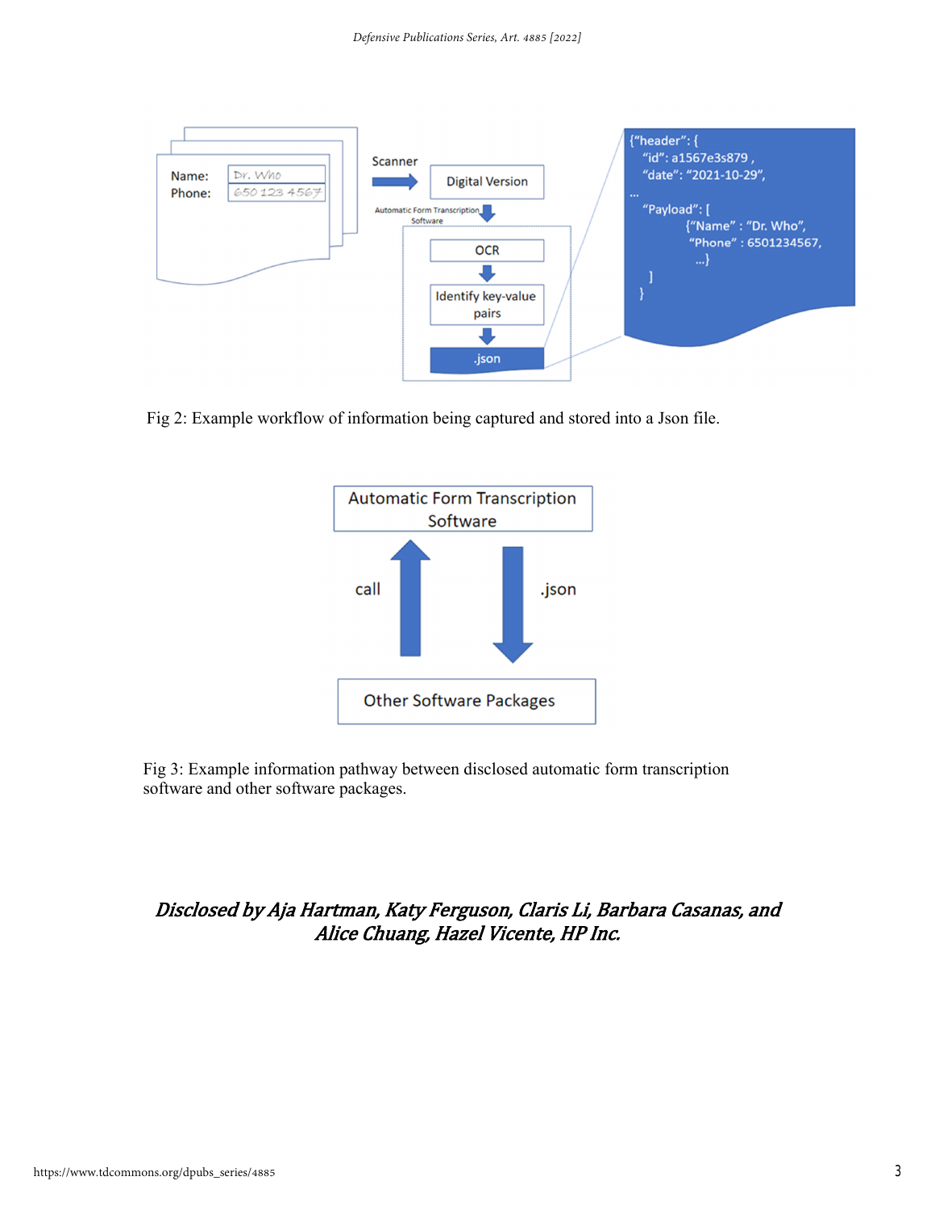Name:
Phone:
Dr. Who
650 123 4567

Scanner

Digital Version

Automatic Form Transcription Software

OCR

Identify key-value pairs

.json

{"header": {
"id": a1567e3s879 ,
"date": "2021-10-29",
...
"Payload": [
{"Name" : "Dr. Who",
"Phone" : 6501234567,
...}
]
}

Fig 2: Example workflow of information being captured and stored into a Json file.

Automatic Form Transcription Software

call

.json

Other Software Packages

Fig 3: Example information pathway between disclosed automatic form transcription software and other software packages.

*Disclosed by Aja Hartman, Katy Ferguson, Claris Li, Barbara Casanas, and Alice Chuang, Hazel Vicente, HP Inc.*